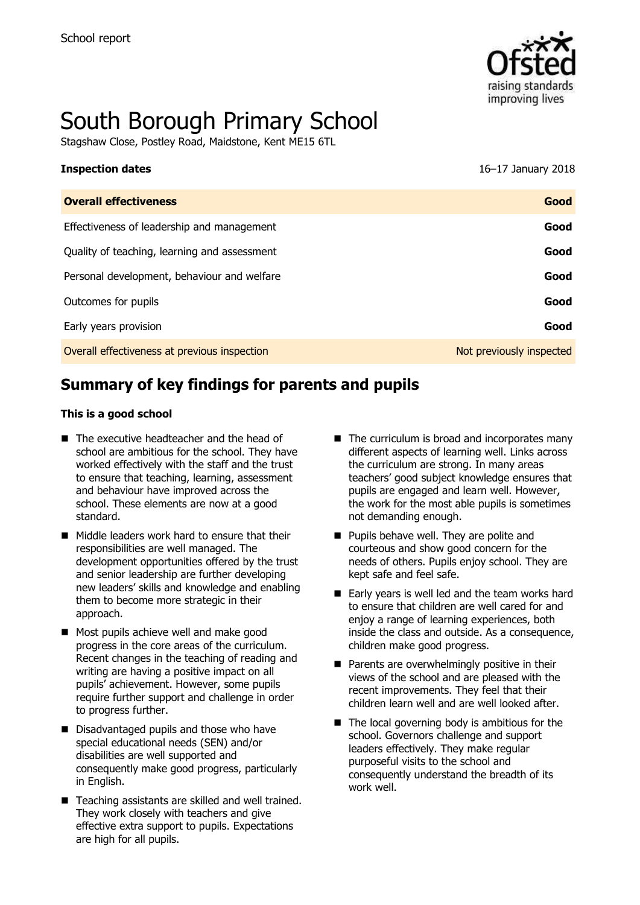School report

# South Borough Primary School

Stagshaw Close, Postley Road, Maidstone, Kent ME15 6TL

| **Inspection dates** | 16–17 January 2018 |
| --- | --- |
| **Overall effectiveness** | **Good** |
| Effectiveness of leadership and management | **Good** |
| Quality of teaching, learning and assessment | **Good** |
| Personal development, behaviour and welfare | **Good** |
| Outcomes for pupils | **Good** |
| Early years provision | **Good** |
| Overall effectiveness at previous inspection | Not previously inspected |

## Summary of key findings for parents and pupils

**This is a good school**

- The executive headteacher and the head of school are ambitious for the school. They have worked effectively with the staff and the trust to ensure that teaching, learning, assessment and behaviour have improved across the school. These elements are now at a good standard.
- Middle leaders work hard to ensure that their responsibilities are well managed. The development opportunities offered by the trust and senior leadership are further developing new leaders' skills and knowledge and enabling them to become more strategic in their approach.
- Most pupils achieve well and make good progress in the core areas of the curriculum. Recent changes in the teaching of reading and writing are having a positive impact on all pupils' achievement. However, some pupils require further support and challenge in order to progress further.
- Disadvantaged pupils and those who have special educational needs (SEN) and/or disabilities are well supported and consequently make good progress, particularly in English.
- Teaching assistants are skilled and well trained. They work closely with teachers and give effective extra support to pupils. Expectations are high for all pupils.
- The curriculum is broad and incorporates many different aspects of learning well. Links across the curriculum are strong. In many areas teachers' good subject knowledge ensures that pupils are engaged and learn well. However, the work for the most able pupils is sometimes not demanding enough.
- Pupils behave well. They are polite and courteous and show good concern for the needs of others. Pupils enjoy school. They are kept safe and feel safe.
- Early years is well led and the team works hard to ensure that children are well cared for and enjoy a range of learning experiences, both inside the class and outside. As a consequence, children make good progress.
- Parents are overwhelmingly positive in their views of the school and are pleased with the recent improvements. They feel that their children learn well and are well looked after.
- The local governing body is ambitious for the school. Governors challenge and support leaders effectively. They make regular purposeful visits to the school and consequently understand the breadth of its work well.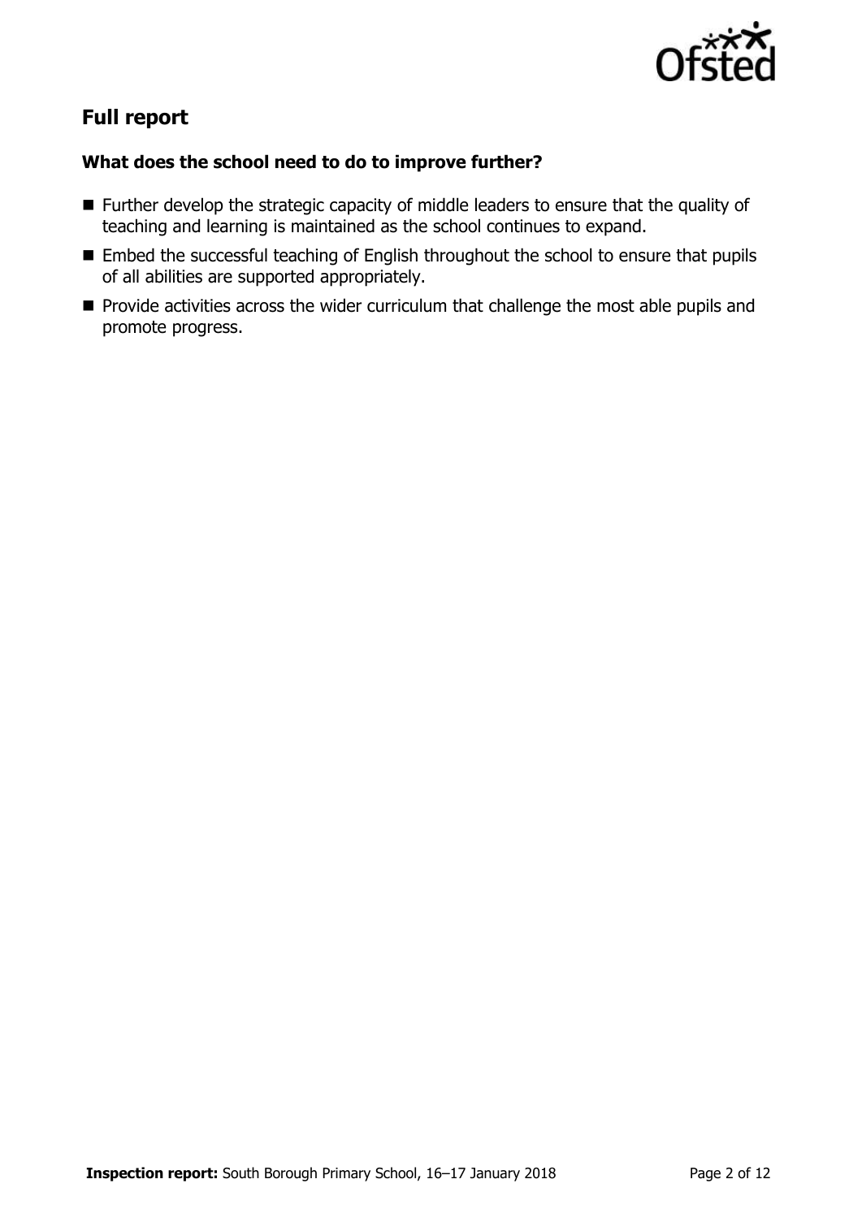## Full report

### What does the school need to do to improve further?

- Further develop the strategic capacity of middle leaders to ensure that the quality of teaching and learning is maintained as the school continues to expand.
- Embed the successful teaching of English throughout the school to ensure that pupils of all abilities are supported appropriately.
- Provide activities across the wider curriculum that challenge the most able pupils and promote progress.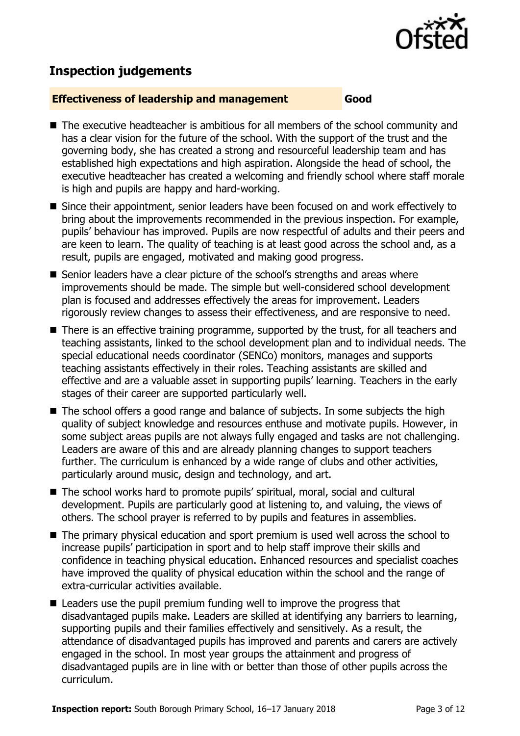## Inspection judgements

**Effectiveness of leadership and management** **Good**

- The executive headteacher is ambitious for all members of the school community and has a clear vision for the future of the school. With the support of the trust and the governing body, she has created a strong and resourceful leadership team and has established high expectations and high aspiration. Alongside the head of school, the executive headteacher has created a welcoming and friendly school where staff morale is high and pupils are happy and hard-working.
- Since their appointment, senior leaders have been focused on and work effectively to bring about the improvements recommended in the previous inspection. For example, pupils' behaviour has improved. Pupils are now respectful of adults and their peers and are keen to learn. The quality of teaching is at least good across the school and, as a result, pupils are engaged, motivated and making good progress.
- Senior leaders have a clear picture of the school's strengths and areas where improvements should be made. The simple but well-considered school development plan is focused and addresses effectively the areas for improvement. Leaders rigorously review changes to assess their effectiveness, and are responsive to need.
- There is an effective training programme, supported by the trust, for all teachers and teaching assistants, linked to the school development plan and to individual needs. The special educational needs coordinator (SENCo) monitors, manages and supports teaching assistants effectively in their roles. Teaching assistants are skilled and effective and are a valuable asset in supporting pupils' learning. Teachers in the early stages of their career are supported particularly well.
- The school offers a good range and balance of subjects. In some subjects the high quality of subject knowledge and resources enthuse and motivate pupils. However, in some subject areas pupils are not always fully engaged and tasks are not challenging. Leaders are aware of this and are already planning changes to support teachers further. The curriculum is enhanced by a wide range of clubs and other activities, particularly around music, design and technology, and art.
- The school works hard to promote pupils' spiritual, moral, social and cultural development. Pupils are particularly good at listening to, and valuing, the views of others. The school prayer is referred to by pupils and features in assemblies.
- The primary physical education and sport premium is used well across the school to increase pupils' participation in sport and to help staff improve their skills and confidence in teaching physical education. Enhanced resources and specialist coaches have improved the quality of physical education within the school and the range of extra-curricular activities available.
- Leaders use the pupil premium funding well to improve the progress that disadvantaged pupils make. Leaders are skilled at identifying any barriers to learning, supporting pupils and their families effectively and sensitively. As a result, the attendance of disadvantaged pupils has improved and parents and carers are actively engaged in the school. In most year groups the attainment and progress of disadvantaged pupils are in line with or better than those of other pupils across the curriculum.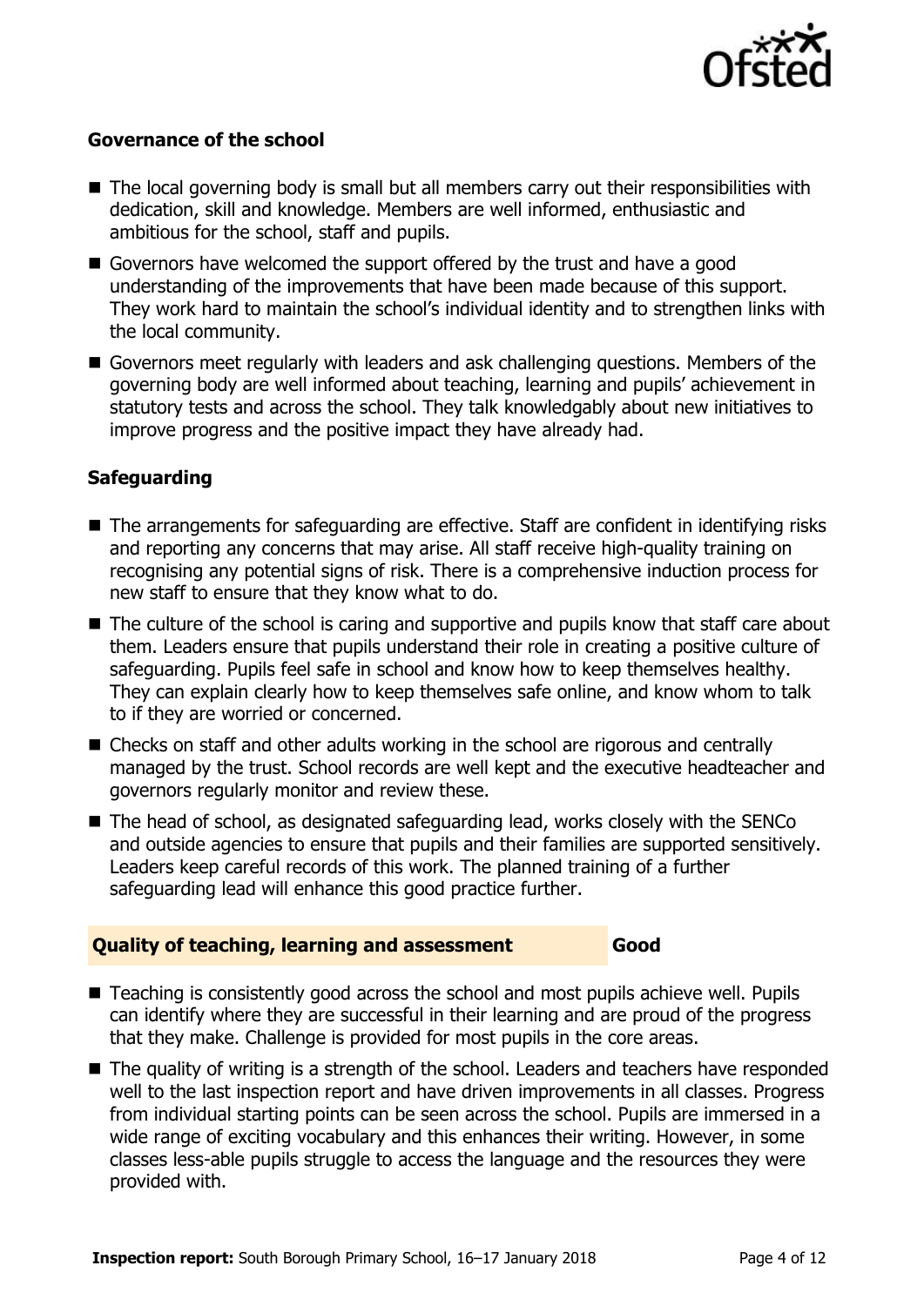### Governance of the school

- The local governing body is small but all members carry out their responsibilities with dedication, skill and knowledge. Members are well informed, enthusiastic and ambitious for the school, staff and pupils.
- Governors have welcomed the support offered by the trust and have a good understanding of the improvements that have been made because of this support. They work hard to maintain the school's individual identity and to strengthen links with the local community.
- Governors meet regularly with leaders and ask challenging questions. Members of the governing body are well informed about teaching, learning and pupils' achievement in statutory tests and across the school. They talk knowledgably about new initiatives to improve progress and the positive impact they have already had.

### Safeguarding

- The arrangements for safeguarding are effective. Staff are confident in identifying risks and reporting any concerns that may arise. All staff receive high-quality training on recognising any potential signs of risk. There is a comprehensive induction process for new staff to ensure that they know what to do.
- The culture of the school is caring and supportive and pupils know that staff care about them. Leaders ensure that pupils understand their role in creating a positive culture of safeguarding. Pupils feel safe in school and know how to keep themselves healthy. They can explain clearly how to keep themselves safe online, and know whom to talk to if they are worried or concerned.
- Checks on staff and other adults working in the school are rigorous and centrally managed by the trust. School records are well kept and the executive headteacher and governors regularly monitor and review these.
- The head of school, as designated safeguarding lead, works closely with the SENCo and outside agencies to ensure that pupils and their families are supported sensitively. Leaders keep careful records of this work. The planned training of a further safeguarding lead will enhance this good practice further.

## Quality of teaching, learning and assessment — Good

- Teaching is consistently good across the school and most pupils achieve well. Pupils can identify where they are successful in their learning and are proud of the progress that they make. Challenge is provided for most pupils in the core areas.
- The quality of writing is a strength of the school. Leaders and teachers have responded well to the last inspection report and have driven improvements in all classes. Progress from individual starting points can be seen across the school. Pupils are immersed in a wide range of exciting vocabulary and this enhances their writing. However, in some classes less-able pupils struggle to access the language and the resources they were provided with.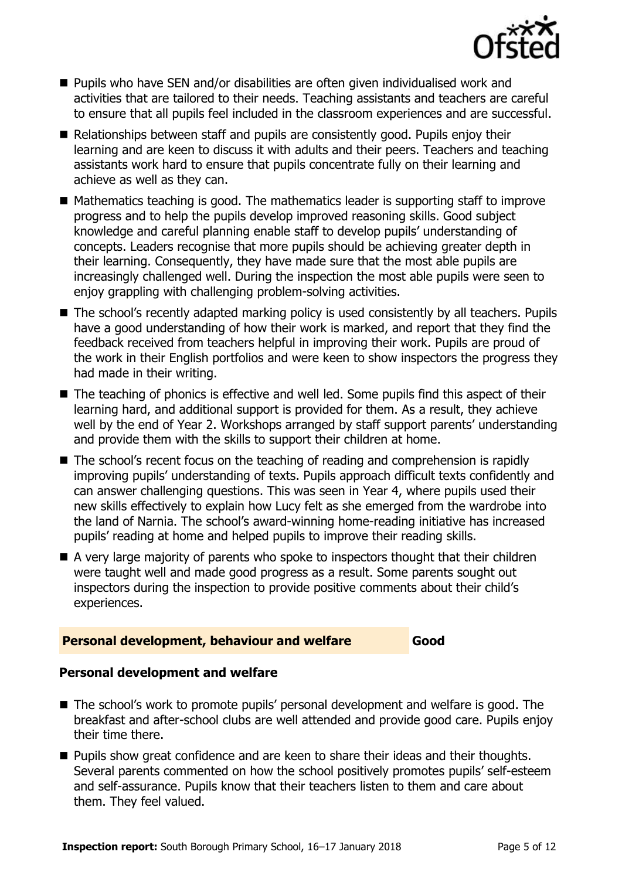- Pupils who have SEN and/or disabilities are often given individualised work and activities that are tailored to their needs. Teaching assistants and teachers are careful to ensure that all pupils feel included in the classroom experiences and are successful.
- Relationships between staff and pupils are consistently good. Pupils enjoy their learning and are keen to discuss it with adults and their peers. Teachers and teaching assistants work hard to ensure that pupils concentrate fully on their learning and achieve as well as they can.
- Mathematics teaching is good. The mathematics leader is supporting staff to improve progress and to help the pupils develop improved reasoning skills. Good subject knowledge and careful planning enable staff to develop pupils' understanding of concepts. Leaders recognise that more pupils should be achieving greater depth in their learning. Consequently, they have made sure that the most able pupils are increasingly challenged well. During the inspection the most able pupils were seen to enjoy grappling with challenging problem-solving activities.
- The school's recently adapted marking policy is used consistently by all teachers. Pupils have a good understanding of how their work is marked, and report that they find the feedback received from teachers helpful in improving their work. Pupils are proud of the work in their English portfolios and were keen to show inspectors the progress they had made in their writing.
- The teaching of phonics is effective and well led. Some pupils find this aspect of their learning hard, and additional support is provided for them. As a result, they achieve well by the end of Year 2. Workshops arranged by staff support parents' understanding and provide them with the skills to support their children at home.
- The school's recent focus on the teaching of reading and comprehension is rapidly improving pupils' understanding of texts. Pupils approach difficult texts confidently and can answer challenging questions. This was seen in Year 4, where pupils used their new skills effectively to explain how Lucy felt as she emerged from the wardrobe into the land of Narnia. The school's award-winning home-reading initiative has increased pupils' reading at home and helped pupils to improve their reading skills.
- A very large majority of parents who spoke to inspectors thought that their children were taught well and made good progress as a result. Some parents sought out inspectors during the inspection to provide positive comments about their child's experiences.

## Personal development, behaviour and welfare — Good

### Personal development and welfare

- The school's work to promote pupils' personal development and welfare is good. The breakfast and after-school clubs are well attended and provide good care. Pupils enjoy their time there.
- Pupils show great confidence and are keen to share their ideas and their thoughts. Several parents commented on how the school positively promotes pupils' self-esteem and self-assurance. Pupils know that their teachers listen to them and care about them. They feel valued.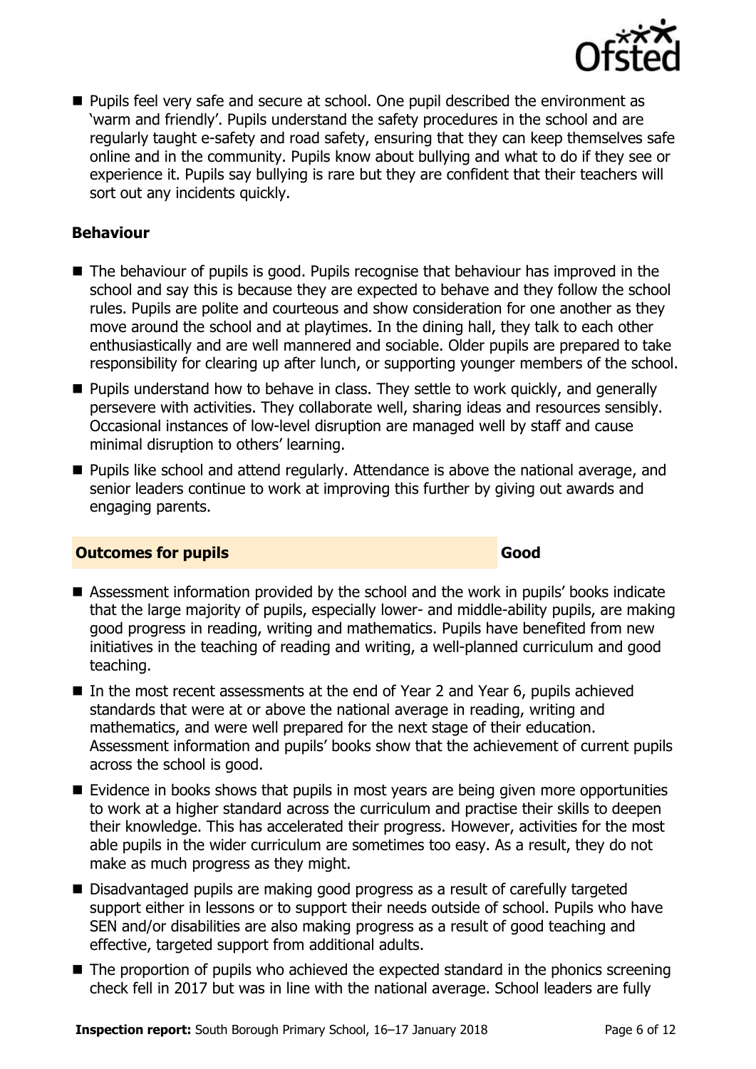- Pupils feel very safe and secure at school. One pupil described the environment as 'warm and friendly'. Pupils understand the safety procedures in the school and are regularly taught e-safety and road safety, ensuring that they can keep themselves safe online and in the community. Pupils know about bullying and what to do if they see or experience it. Pupils say bullying is rare but they are confident that their teachers will sort out any incidents quickly.

### Behaviour

- The behaviour of pupils is good. Pupils recognise that behaviour has improved in the school and say this is because they are expected to behave and they follow the school rules. Pupils are polite and courteous and show consideration for one another as they move around the school and at playtimes. In the dining hall, they talk to each other enthusiastically and are well mannered and sociable. Older pupils are prepared to take responsibility for clearing up after lunch, or supporting younger members of the school.
- Pupils understand how to behave in class. They settle to work quickly, and generally persevere with activities. They collaborate well, sharing ideas and resources sensibly. Occasional instances of low-level disruption are managed well by staff and cause minimal disruption to others' learning.
- Pupils like school and attend regularly. Attendance is above the national average, and senior leaders continue to work at improving this further by giving out awards and engaging parents.

## Outcomes for pupils — Good

- Assessment information provided by the school and the work in pupils' books indicate that the large majority of pupils, especially lower- and middle-ability pupils, are making good progress in reading, writing and mathematics. Pupils have benefited from new initiatives in the teaching of reading and writing, a well-planned curriculum and good teaching.
- In the most recent assessments at the end of Year 2 and Year 6, pupils achieved standards that were at or above the national average in reading, writing and mathematics, and were well prepared for the next stage of their education. Assessment information and pupils' books show that the achievement of current pupils across the school is good.
- Evidence in books shows that pupils in most years are being given more opportunities to work at a higher standard across the curriculum and practise their skills to deepen their knowledge. This has accelerated their progress. However, activities for the most able pupils in the wider curriculum are sometimes too easy. As a result, they do not make as much progress as they might.
- Disadvantaged pupils are making good progress as a result of carefully targeted support either in lessons or to support their needs outside of school. Pupils who have SEN and/or disabilities are also making progress as a result of good teaching and effective, targeted support from additional adults.
- The proportion of pupils who achieved the expected standard in the phonics screening check fell in 2017 but was in line with the national average. School leaders are fully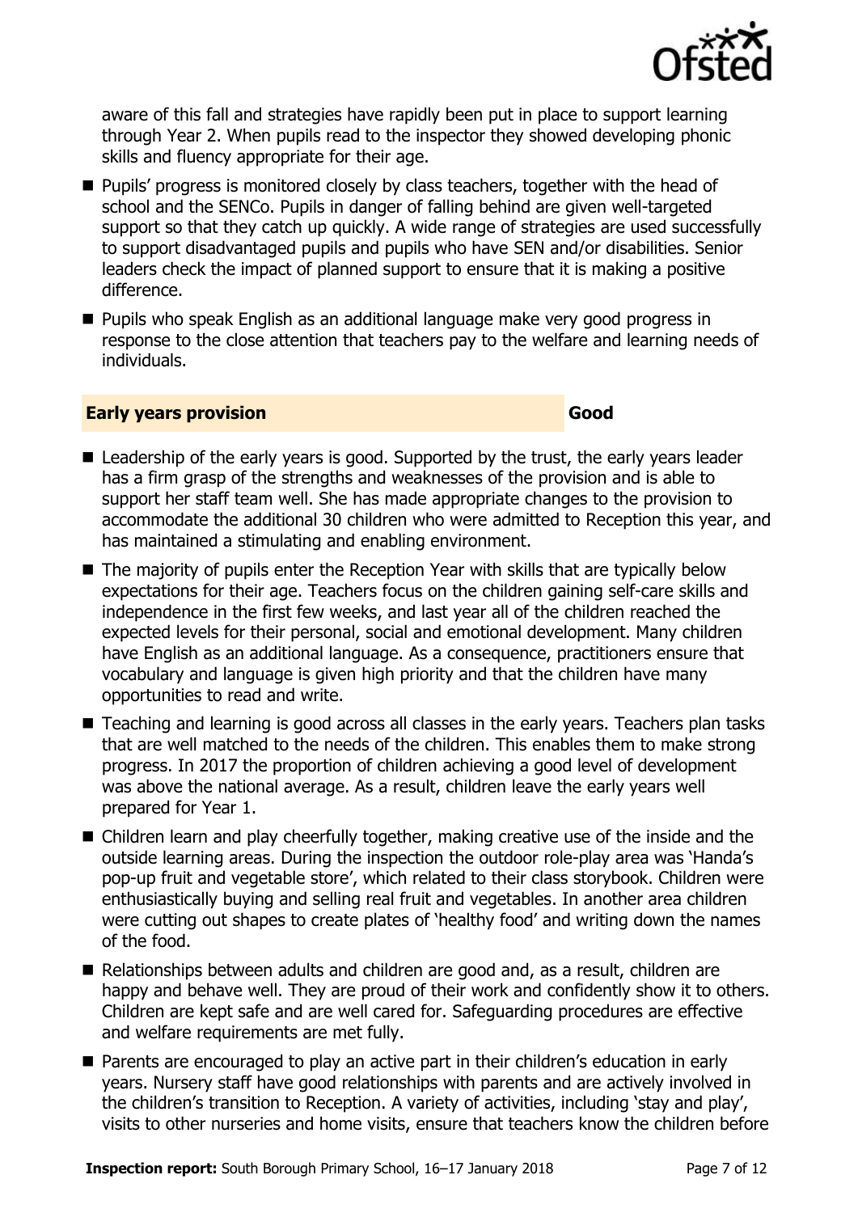aware of this fall and strategies have rapidly been put in place to support learning through Year 2. When pupils read to the inspector they showed developing phonic skills and fluency appropriate for their age.

- Pupils' progress is monitored closely by class teachers, together with the head of school and the SENCo. Pupils in danger of falling behind are given well-targeted support so that they catch up quickly. A wide range of strategies are used successfully to support disadvantaged pupils and pupils who have SEN and/or disabilities. Senior leaders check the impact of planned support to ensure that it is making a positive difference.
- Pupils who speak English as an additional language make very good progress in response to the close attention that teachers pay to the welfare and learning needs of individuals.

## Early years provision — Good

- Leadership of the early years is good. Supported by the trust, the early years leader has a firm grasp of the strengths and weaknesses of the provision and is able to support her staff team well. She has made appropriate changes to the provision to accommodate the additional 30 children who were admitted to Reception this year, and has maintained a stimulating and enabling environment.
- The majority of pupils enter the Reception Year with skills that are typically below expectations for their age. Teachers focus on the children gaining self-care skills and independence in the first few weeks, and last year all of the children reached the expected levels for their personal, social and emotional development. Many children have English as an additional language. As a consequence, practitioners ensure that vocabulary and language is given high priority and that the children have many opportunities to read and write.
- Teaching and learning is good across all classes in the early years. Teachers plan tasks that are well matched to the needs of the children. This enables them to make strong progress. In 2017 the proportion of children achieving a good level of development was above the national average. As a result, children leave the early years well prepared for Year 1.
- Children learn and play cheerfully together, making creative use of the inside and the outside learning areas. During the inspection the outdoor role-play area was 'Handa's pop-up fruit and vegetable store', which related to their class storybook. Children were enthusiastically buying and selling real fruit and vegetables. In another area children were cutting out shapes to create plates of 'healthy food' and writing down the names of the food.
- Relationships between adults and children are good and, as a result, children are happy and behave well. They are proud of their work and confidently show it to others. Children are kept safe and are well cared for. Safeguarding procedures are effective and welfare requirements are met fully.
- Parents are encouraged to play an active part in their children's education in early years. Nursery staff have good relationships with parents and are actively involved in the children's transition to Reception. A variety of activities, including 'stay and play', visits to other nurseries and home visits, ensure that teachers know the children before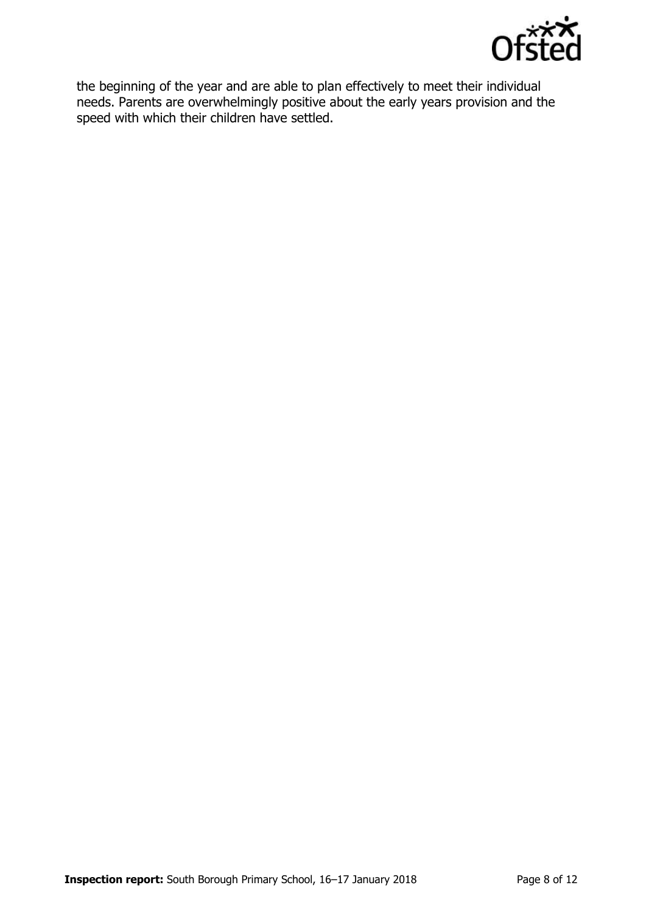the beginning of the year and are able to plan effectively to meet their individual needs. Parents are overwhelmingly positive about the early years provision and the speed with which their children have settled.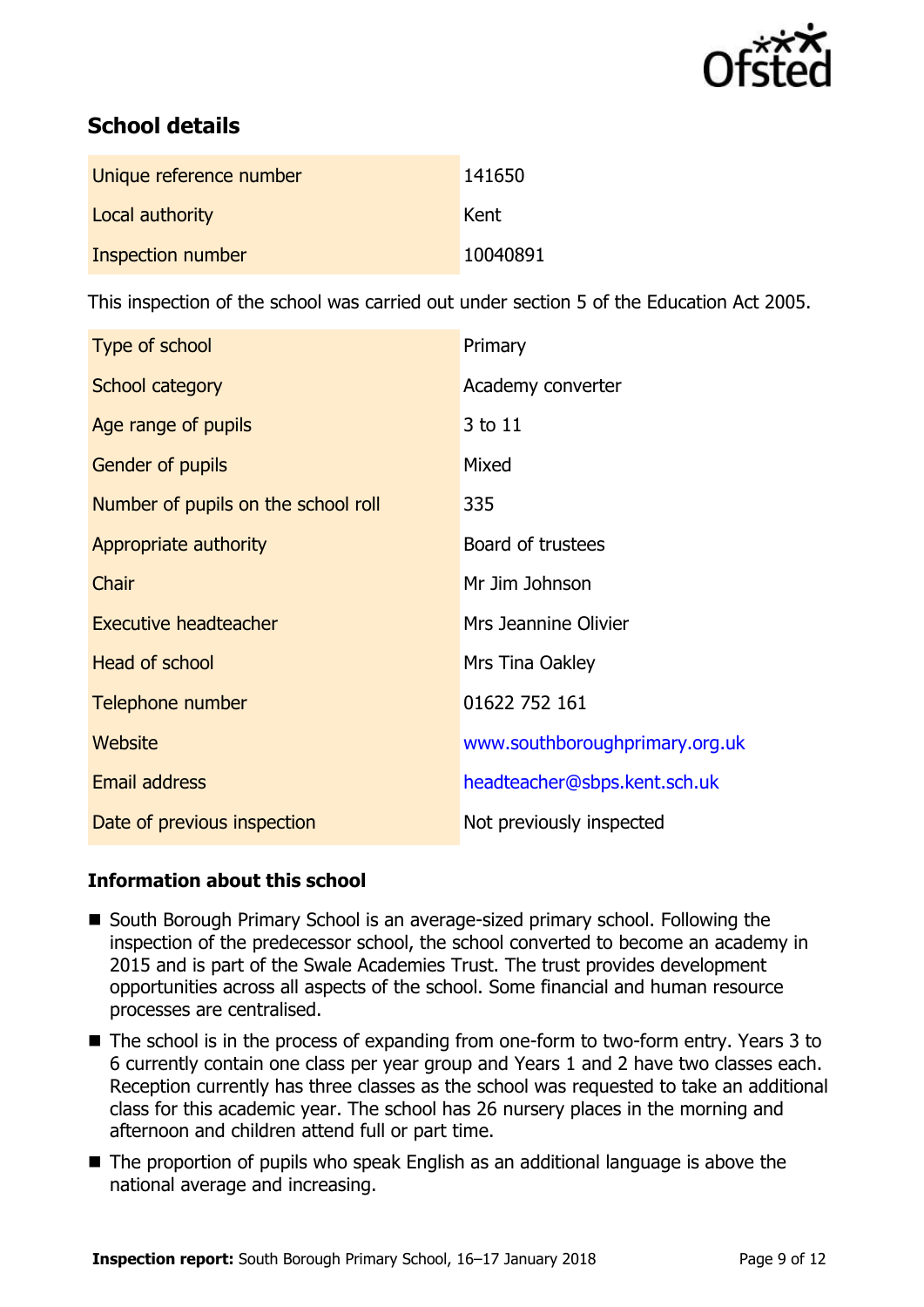## School details

| | |
|---|---|
| Unique reference number | 141650 |
| Local authority | Kent |
| Inspection number | 10040891 |

This inspection of the school was carried out under section 5 of the Education Act 2005.

| | |
|---|---|
| Type of school | Primary |
| School category | Academy converter |
| Age range of pupils | 3 to 11 |
| Gender of pupils | Mixed |
| Number of pupils on the school roll | 335 |
| Appropriate authority | Board of trustees |
| Chair | Mr Jim Johnson |
| Executive headteacher | Mrs Jeannine Olivier |
| Head of school | Mrs Tina Oakley |
| Telephone number | 01622 752 161 |
| Website | www.southboroughprimary.org.uk |
| Email address | headteacher@sbps.kent.sch.uk |
| Date of previous inspection | Not previously inspected |

### Information about this school

- South Borough Primary School is an average-sized primary school. Following the inspection of the predecessor school, the school converted to become an academy in 2015 and is part of the Swale Academies Trust. The trust provides development opportunities across all aspects of the school. Some financial and human resource processes are centralised.
- The school is in the process of expanding from one-form to two-form entry. Years 3 to 6 currently contain one class per year group and Years 1 and 2 have two classes each. Reception currently has three classes as the school was requested to take an additional class for this academic year. The school has 26 nursery places in the morning and afternoon and children attend full or part time.
- The proportion of pupils who speak English as an additional language is above the national average and increasing.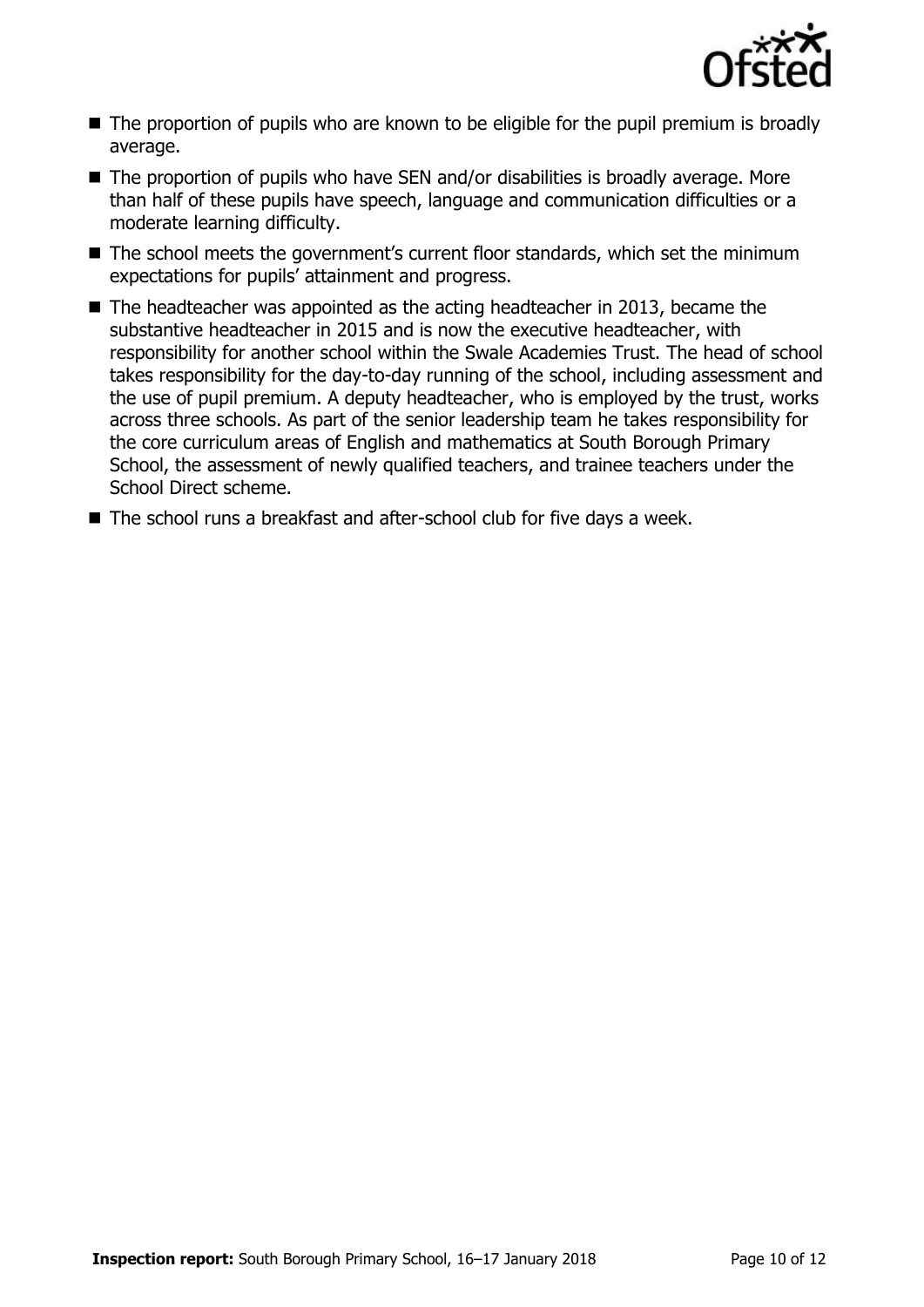- The proportion of pupils who are known to be eligible for the pupil premium is broadly average.
- The proportion of pupils who have SEN and/or disabilities is broadly average. More than half of these pupils have speech, language and communication difficulties or a moderate learning difficulty.
- The school meets the government's current floor standards, which set the minimum expectations for pupils' attainment and progress.
- The headteacher was appointed as the acting headteacher in 2013, became the substantive headteacher in 2015 and is now the executive headteacher, with responsibility for another school within the Swale Academies Trust. The head of school takes responsibility for the day-to-day running of the school, including assessment and the use of pupil premium. A deputy headteacher, who is employed by the trust, works across three schools. As part of the senior leadership team he takes responsibility for the core curriculum areas of English and mathematics at South Borough Primary School, the assessment of newly qualified teachers, and trainee teachers under the School Direct scheme.
- The school runs a breakfast and after-school club for five days a week.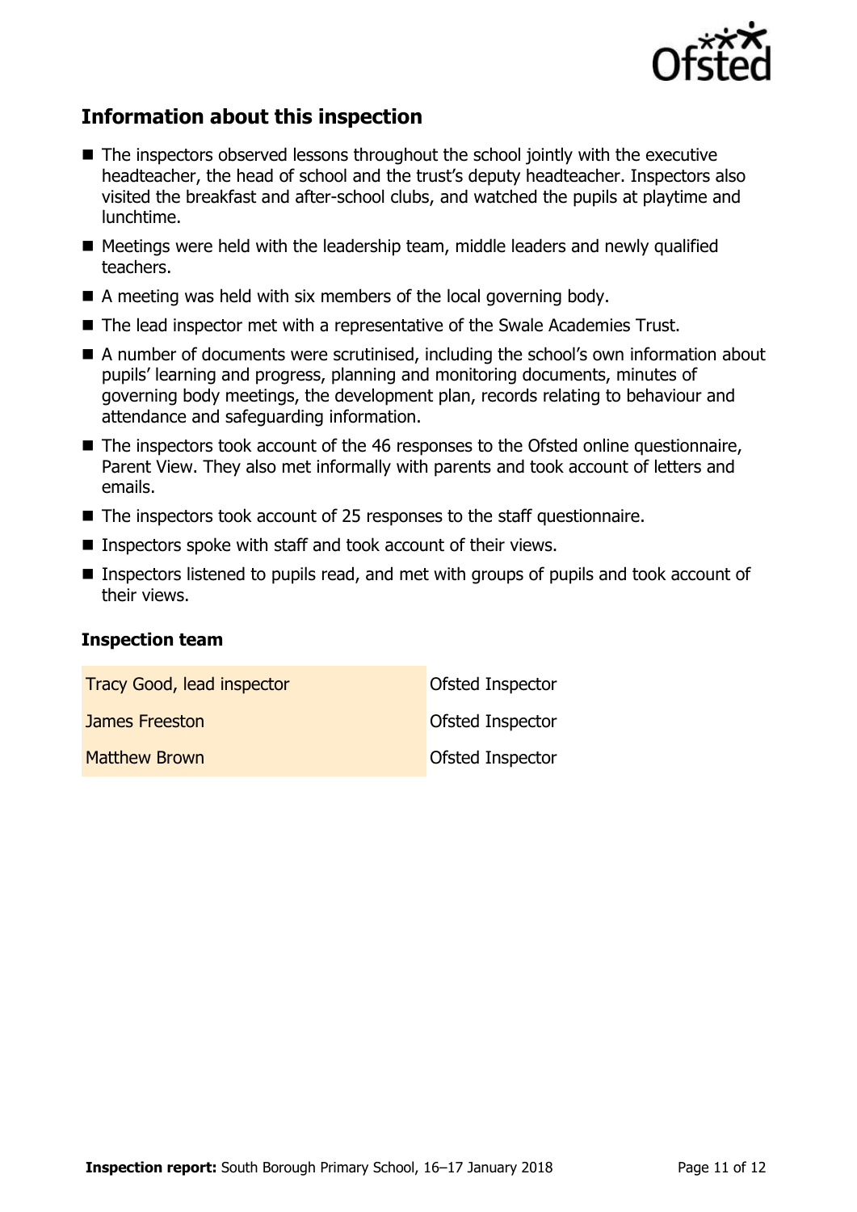## Information about this inspection

- The inspectors observed lessons throughout the school jointly with the executive headteacher, the head of school and the trust's deputy headteacher. Inspectors also visited the breakfast and after-school clubs, and watched the pupils at playtime and lunchtime.
- Meetings were held with the leadership team, middle leaders and newly qualified teachers.
- A meeting was held with six members of the local governing body.
- The lead inspector met with a representative of the Swale Academies Trust.
- A number of documents were scrutinised, including the school's own information about pupils' learning and progress, planning and monitoring documents, minutes of governing body meetings, the development plan, records relating to behaviour and attendance and safeguarding information.
- The inspectors took account of the 46 responses to the Ofsted online questionnaire, Parent View. They also met informally with parents and took account of letters and emails.
- The inspectors took account of 25 responses to the staff questionnaire.
- Inspectors spoke with staff and took account of their views.
- Inspectors listened to pupils read, and met with groups of pupils and took account of their views.

### Inspection team

| | |
|---|---|
| Tracy Good, lead inspector | Ofsted Inspector |
| James Freeston | Ofsted Inspector |
| Matthew Brown | Ofsted Inspector |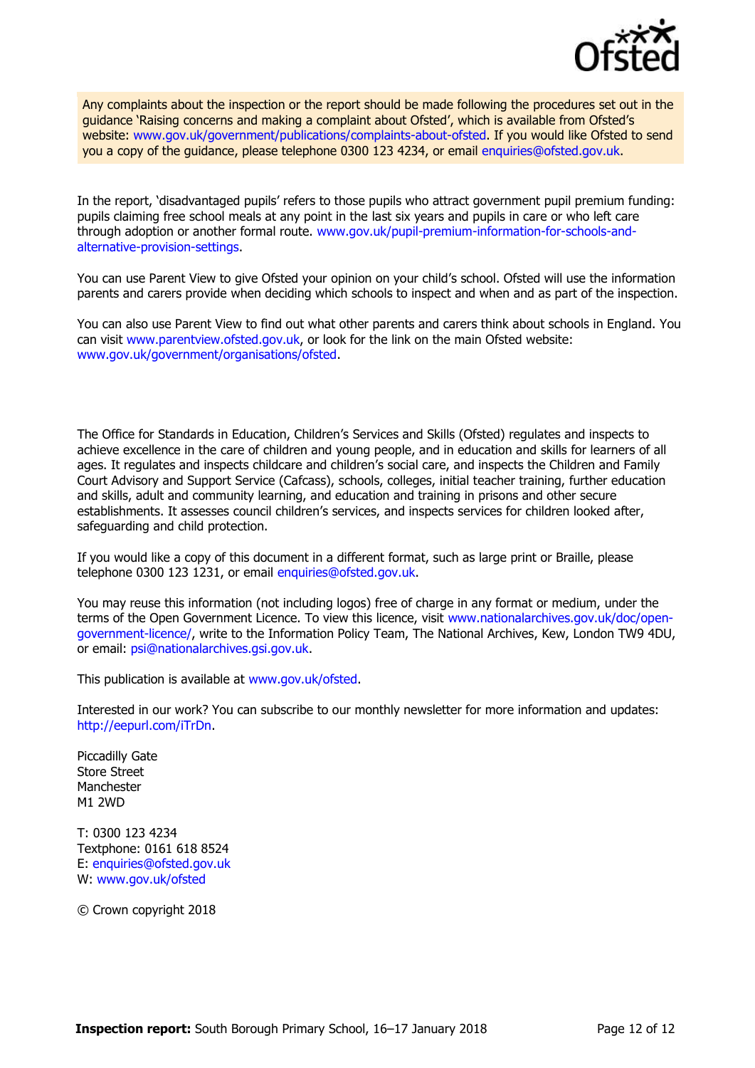Any complaints about the inspection or the report should be made following the procedures set out in the guidance 'Raising concerns and making a complaint about Ofsted', which is available from Ofsted's website: www.gov.uk/government/publications/complaints-about-ofsted. If you would like Ofsted to send you a copy of the guidance, please telephone 0300 123 4234, or email enquiries@ofsted.gov.uk.

In the report, 'disadvantaged pupils' refers to those pupils who attract government pupil premium funding: pupils claiming free school meals at any point in the last six years and pupils in care or who left care through adoption or another formal route. www.gov.uk/pupil-premium-information-for-schools-and-alternative-provision-settings.

You can use Parent View to give Ofsted your opinion on your child's school. Ofsted will use the information parents and carers provide when deciding which schools to inspect and when and as part of the inspection.

You can also use Parent View to find out what other parents and carers think about schools in England. You can visit www.parentview.ofsted.gov.uk, or look for the link on the main Ofsted website: www.gov.uk/government/organisations/ofsted.

The Office for Standards in Education, Children's Services and Skills (Ofsted) regulates and inspects to achieve excellence in the care of children and young people, and in education and skills for learners of all ages. It regulates and inspects childcare and children's social care, and inspects the Children and Family Court Advisory and Support Service (Cafcass), schools, colleges, initial teacher training, further education and skills, adult and community learning, and education and training in prisons and other secure establishments. It assesses council children's services, and inspects services for children looked after, safeguarding and child protection.

If you would like a copy of this document in a different format, such as large print or Braille, please telephone 0300 123 1231, or email enquiries@ofsted.gov.uk.

You may reuse this information (not including logos) free of charge in any format or medium, under the terms of the Open Government Licence. To view this licence, visit www.nationalarchives.gov.uk/doc/open-government-licence/, write to the Information Policy Team, The National Archives, Kew, London TW9 4DU, or email: psi@nationalarchives.gsi.gov.uk.

This publication is available at www.gov.uk/ofsted.

Interested in our work? You can subscribe to our monthly newsletter for more information and updates: http://eepurl.com/iTrDn.

Piccadilly Gate
Store Street
Manchester
M1 2WD

T: 0300 123 4234
Textphone: 0161 618 8524
E: enquiries@ofsted.gov.uk
W: www.gov.uk/ofsted

© Crown copyright 2018